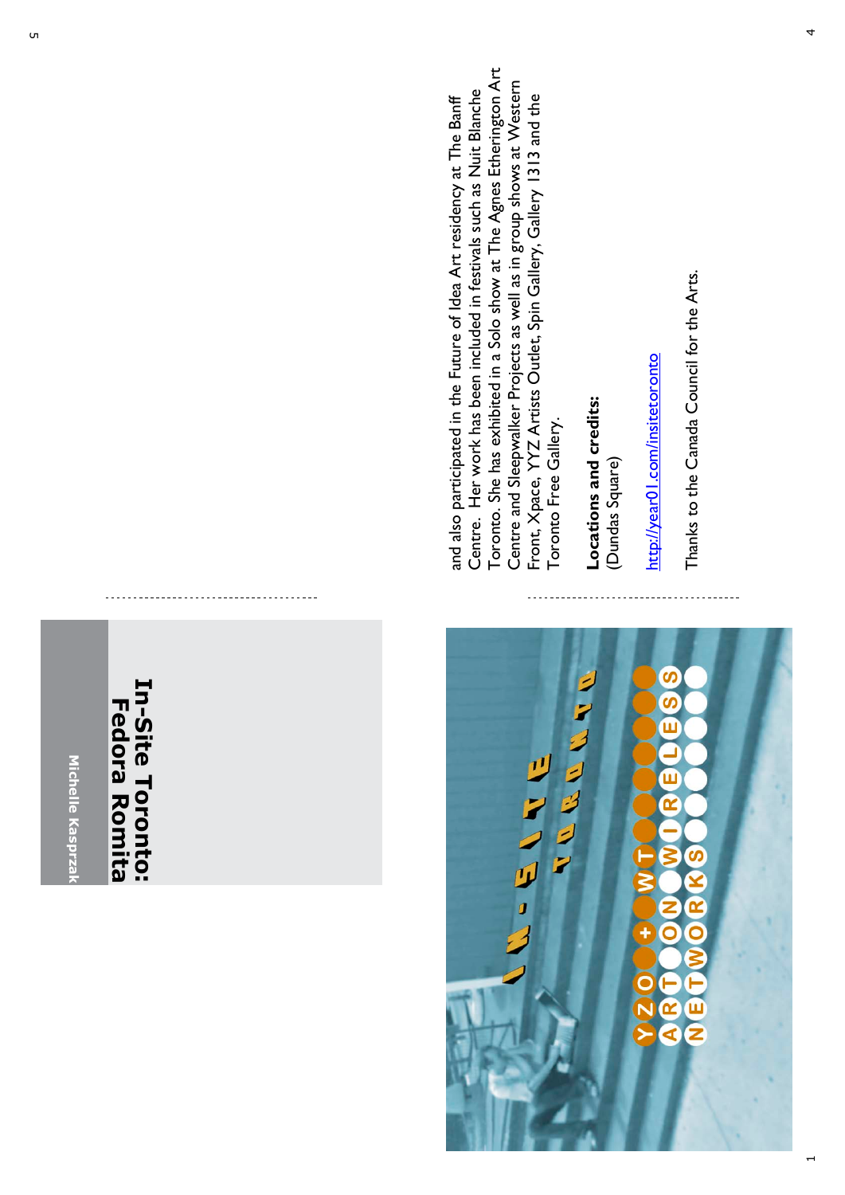# In-Site Toronto: Fedora Romita

Michelle Kasprzak

IN-SITE TORONTO

YYZ + WT ARTON WIRELESS NETWORKS

and also participated in the Future of Idea Art residency at The Banff Centre. Her work has been included in festivals such as Nuit Blanche Toronto. She has exhibited in a Solo show at The Agnes Etherington Art Centre and Sleepwalker Projects as well as in group shows at Western Front, Xpace, YYZ Artists Outlet, Spin Gallery, Gallery 1313 and the Toronto Free Gallery.

**Locations and credits:**
(Dundas Square)

http://year01.com/insitetoronto

Thanks to the Canada Council for the Arts.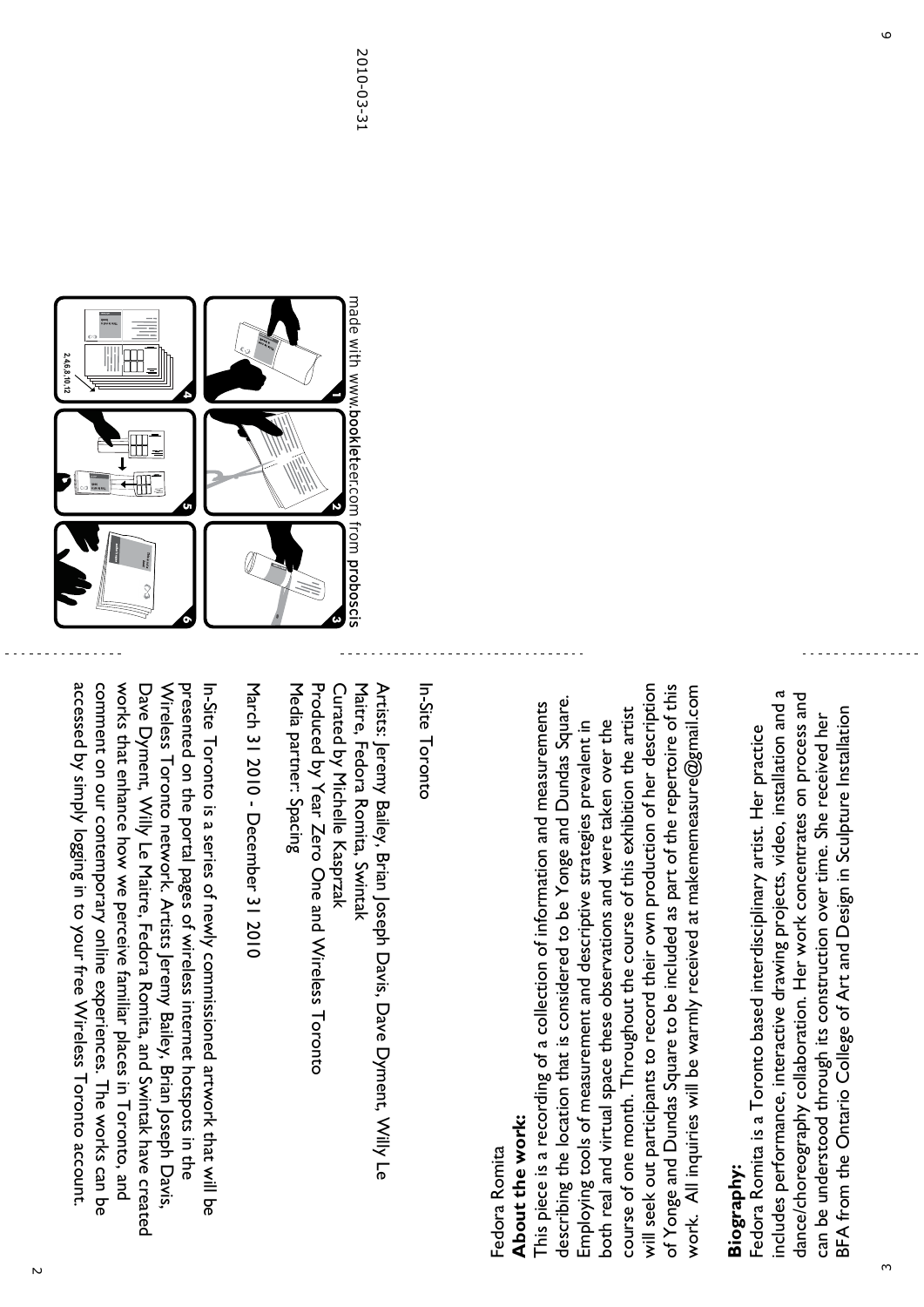2010-03-31

made with www.bookleteer.com from proboscis

# In-Site Toronto

Artists: Jeremy Bailey, Brian Joseph Davis, Dave Dyment, Willy Le Maitre, Fedora Romita, Swintak
Curated by Michelle Kasprzak
Produced by Year Zero One and Wireless Toronto
Media partner: Spacing

March 31 2010 - December 31 2010

In-Site Toronto is a series of newly commissioned artwork that will be presented on the portal pages of wireless internet hotspots in the Wireless Toronto network. Artists Jeremy Bailey, Brian Joseph Davis, Dave Dyment, Willy Le Maitre, Fedora Romita, and Swintak have created works that enhance how we perceive familiar places in Toronto, and comment on our contemporary online experiences. The works can be accessed by simply logging in to your free Wireless Toronto account.

Fedora Romita

**About the work:**

This piece is a recording of a collection of information and measurements describing the location that is considered to be Yonge and Dundas Square. Employing tools of measurement and descriptive strategies prevalent in both real and virtual space these observations and were taken over the course of one month. Throughout the course of this exhibition the artist will seek out participants to record their own production of her description of Yonge and Dundas Square to be included as part of the repertoire of this work. All inquiries will be warmly received at makememeasure@gmail.com

**Biography:**

Fedora Romita is a Toronto based interdisciplinary artist. Her practice includes performance, interactive drawing projects, video, installation and a dance/choreography collaboration. Her work concentrates on process and can be understood through its construction over time. She received her BFA from the Ontario College of Art and Design in Sculpture Installation